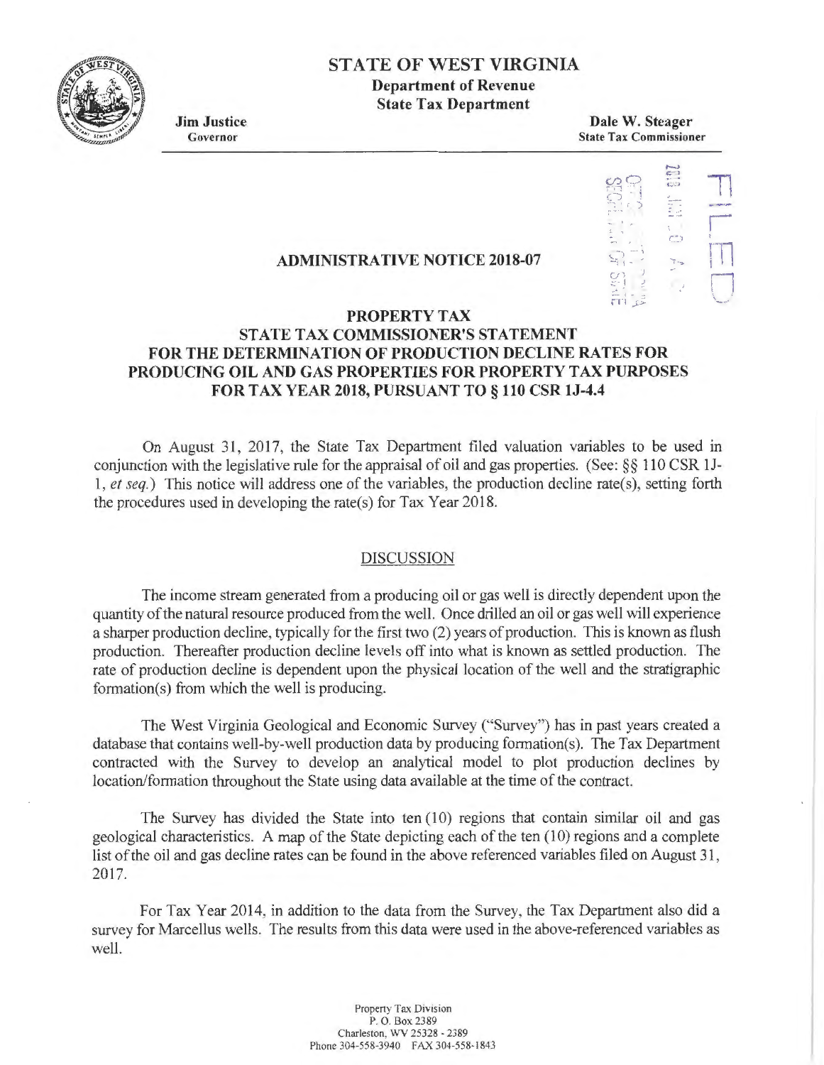# STATE OF WEST VIRGINIA

**Department of Revenue**
**State Tax Department**

**Jim Justice**
Governor

**Dale W. Steager**
State Tax Commissioner

FILED

## ADMINISTRATIVE NOTICE 2018-07

## PROPERTY TAX
## STATE TAX COMMISSIONER'S STATEMENT FOR THE DETERMINATION OF PRODUCTION DECLINE RATES FOR PRODUCING OIL AND GAS PROPERTIES FOR PROPERTY TAX PURPOSES FOR TAX YEAR 2018, PURSUANT TO § 110 CSR 1J-4.4

On August 31, 2017, the State Tax Department filed valuation variables to be used in conjunction with the legislative rule for the appraisal of oil and gas properties. (See: §§ 110 CSR 1J-1, *et seq.*) This notice will address one of the variables, the production decline rate(s), setting forth the procedures used in developing the rate(s) for Tax Year 2018.

### DISCUSSION

The income stream generated from a producing oil or gas well is directly dependent upon the quantity of the natural resource produced from the well. Once drilled an oil or gas well will experience a sharper production decline, typically for the first two (2) years of production. This is known as flush production. Thereafter production decline levels off into what is known as settled production. The rate of production decline is dependent upon the physical location of the well and the stratigraphic formation(s) from which the well is producing.

The West Virginia Geological and Economic Survey ("Survey") has in past years created a database that contains well-by-well production data by producing formation(s). The Tax Department contracted with the Survey to develop an analytical model to plot production declines by location/formation throughout the State using data available at the time of the contract.

The Survey has divided the State into ten (10) regions that contain similar oil and gas geological characteristics. A map of the State depicting each of the ten (10) regions and a complete list of the oil and gas decline rates can be found in the above referenced variables filed on August 31, 2017.

For Tax Year 2014, in addition to the data from the Survey, the Tax Department also did a survey for Marcellus wells. The results from this data were used in the above-referenced variables as well.

Property Tax Division
P. O. Box 2389
Charleston, WV 25328 - 2389
Phone 304-558-3940 FAX 304-558-1843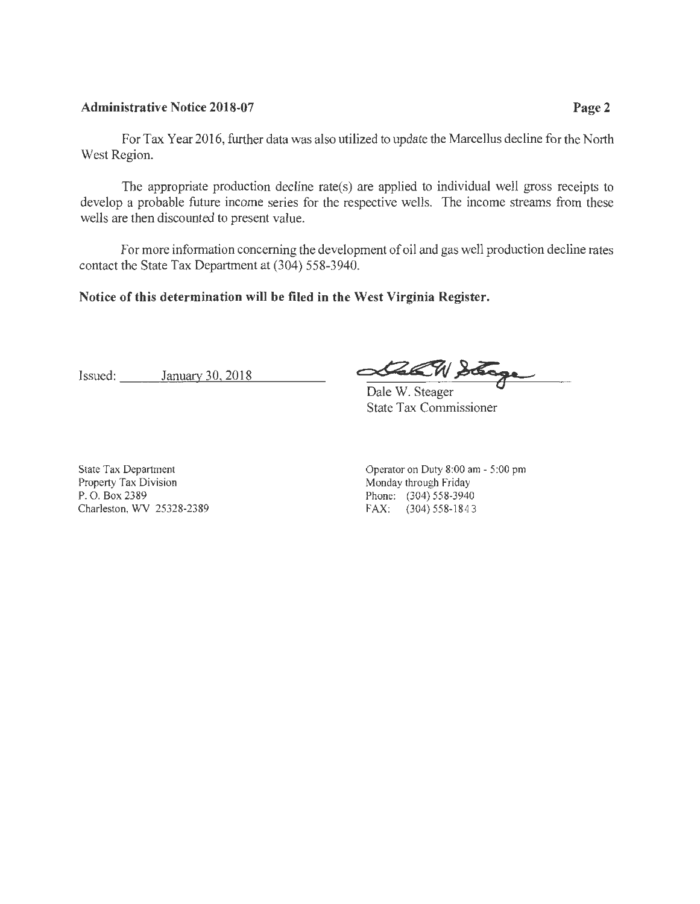For Tax Year 2016, further data was also utilized to update the Marcellus decline for the North West Region.

The appropriate production decline rate(s) are applied to individual well gross receipts to develop a probable future income series for the respective wells. The income streams from these wells are then discounted to present value.

For more information concerning the development of oil and gas well production decline rates contact the State Tax Department at (304) 558-3940.

**Notice of this determination will be filed in the West Virginia Register.**

Issued: January 30, 2018

Dale W. Steager
State Tax Commissioner

State Tax Department
Property Tax Division
P. O. Box 2389
Charleston, WV 25328-2389

Operator on Duty 8:00 am - 5:00 pm
Monday through Friday
Phone: (304) 558-3940
FAX: (304) 558-1843